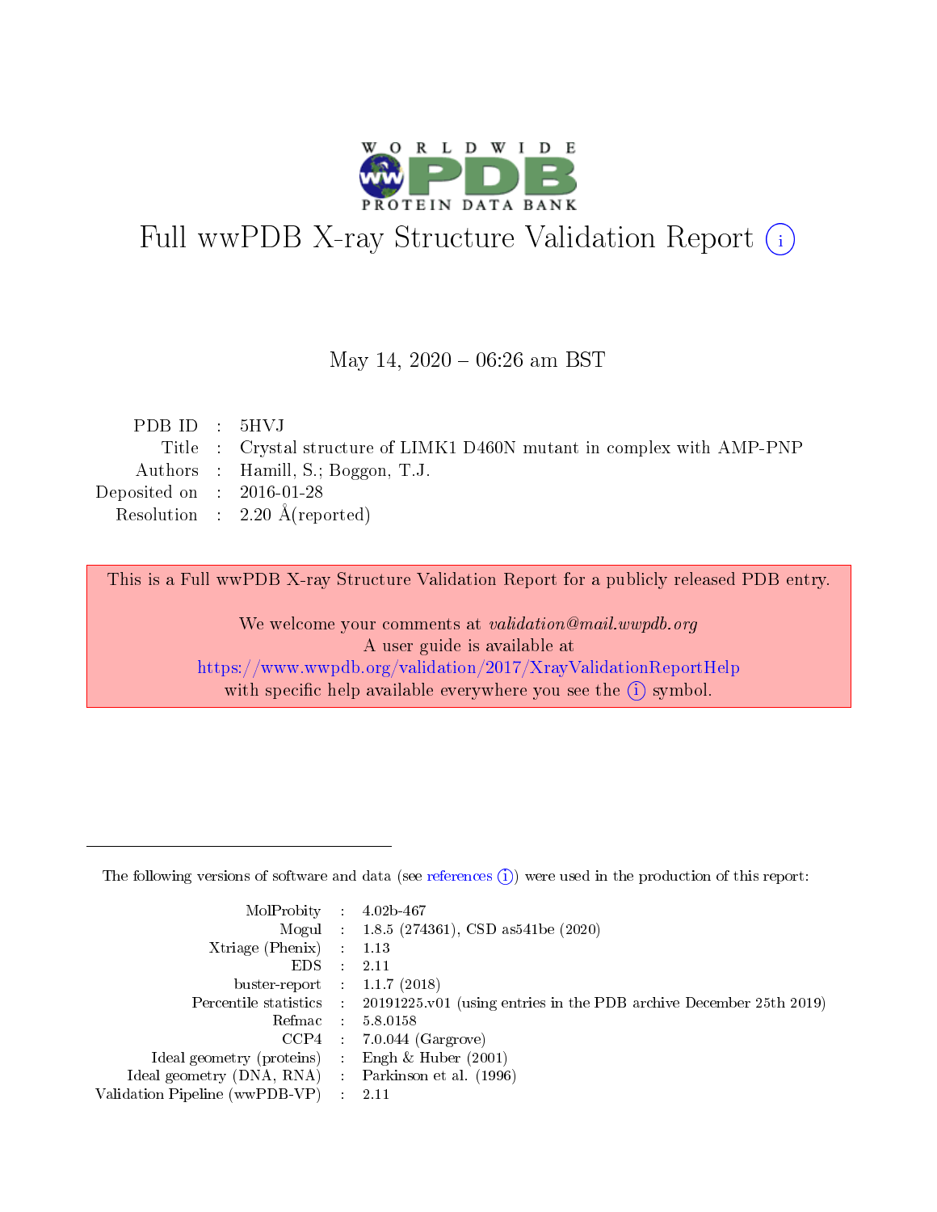# Full wwPDB X-ray Structure Validation Report (i)

May 14, 2020 – 06:26 am BST

| | | |
|---|---|---|
| PDB ID | : | 5HVJ |
| Title | : | Crystal structure of LIMK1 D460N mutant in complex with AMP-PNP |
| Authors | : | Hamill, S.; Boggon, T.J. |
| Deposited on | : | 2016-01-28 |
| Resolution | : | 2.20 Å(reported) |

This is a Full wwPDB X-ray Structure Validation Report for a publicly released PDB entry.

We welcome your comments at *validation@mail.wwpdb.org*
A user guide is available at
https://www.wwpdb.org/validation/2017/XrayValidationReportHelp
with specific help available everywhere you see the (i) symbol.

---

The following versions of software and data (see references (i)) were used in the production of this report:

| | | |
|---|---|---|
| MolProbity | : | 4.02b-467 |
| Mogul | : | 1.8.5 (274361), CSD as541be (2020) |
| Xtriage (Phenix) | : | 1.13 |
| EDS | : | 2.11 |
| buster-report | : | 1.1.7 (2018) |
| Percentile statistics | : | 20191225.v01 (using entries in the PDB archive December 25th 2019) |
| Refmac | : | 5.8.0158 |
| CCP4 | : | 7.0.044 (Gargrove) |
| Ideal geometry (proteins) | : | Engh & Huber (2001) |
| Ideal geometry (DNA, RNA) | : | Parkinson et al. (1996) |
| Validation Pipeline (wwPDB-VP) | : | 2.11 |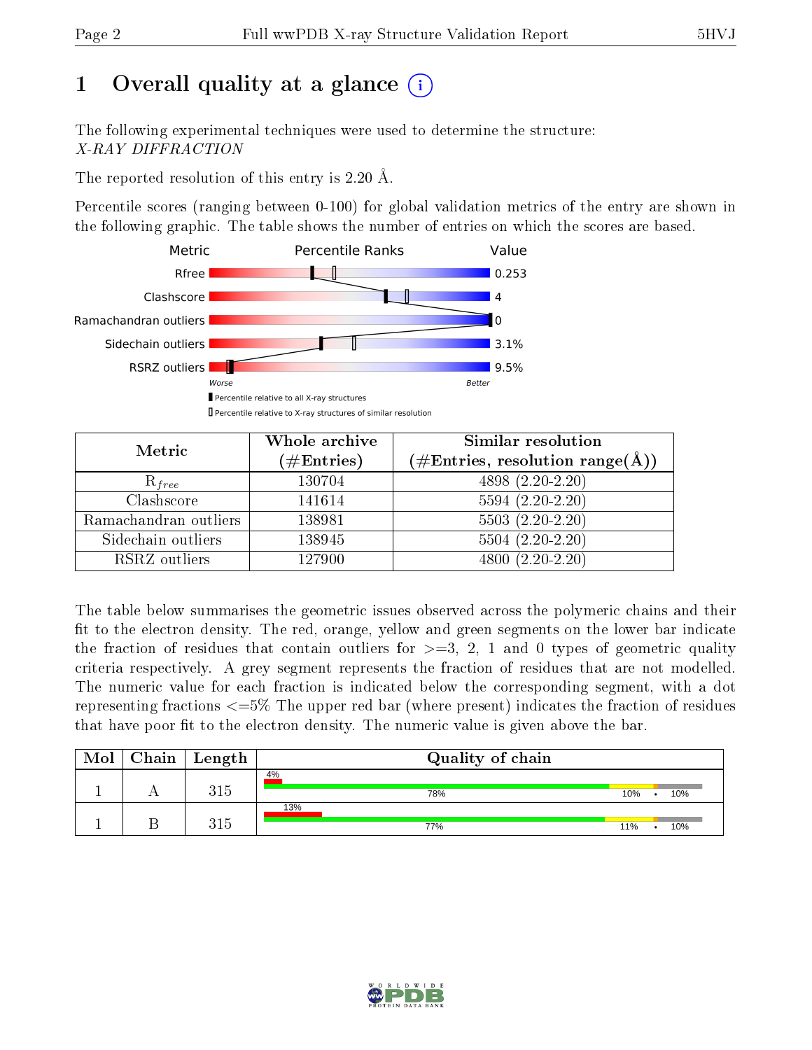# 1 Overall quality at a glance

The following experimental techniques were used to determine the structure:
*X-RAY DIFFRACTION*

The reported resolution of this entry is 2.20 Å.

Percentile scores (ranging between 0-100) for global validation metrics of the entry are shown in the following graphic. The table shows the number of entries on which the scores are based.

| Metric | Value |
|---|---|
| Rfree | 0.253 |
| Clashscore | 4 |
| Ramachandran outliers | 0 |
| Sidechain outliers | 3.1% |
| RSRZ outliers | 9.5% |

| Metric | Whole archive (#Entries) | Similar resolution (#Entries, resolution range(Å)) |
|---|---|---|
| $R_{free}$ | 130704 | 4898 (2.20-2.20) |
| Clashscore | 141614 | 5594 (2.20-2.20) |
| Ramachandran outliers | 138981 | 5503 (2.20-2.20) |
| Sidechain outliers | 138945 | 5504 (2.20-2.20) |
| RSRZ outliers | 127900 | 4800 (2.20-2.20) |

The table below summarises the geometric issues observed across the polymeric chains and their fit to the electron density. The red, orange, yellow and green segments on the lower bar indicate the fraction of residues that contain outliers for >=3, 2, 1 and 0 types of geometric quality criteria respectively. A grey segment represents the fraction of residues that are not modelled. The numeric value for each fraction is indicated below the corresponding segment, with a dot representing fractions <=5% The upper red bar (where present) indicates the fraction of residues that have poor fit to the electron density. The numeric value is given above the bar.

| Mol | Chain | Length | Quality of chain |
|---|---|---|---|
| 1 | A | 315 | 4% ; 78% · 10% · • · 10% |
| 1 | B | 315 | 13% ; 77% · 11% · • · 10% |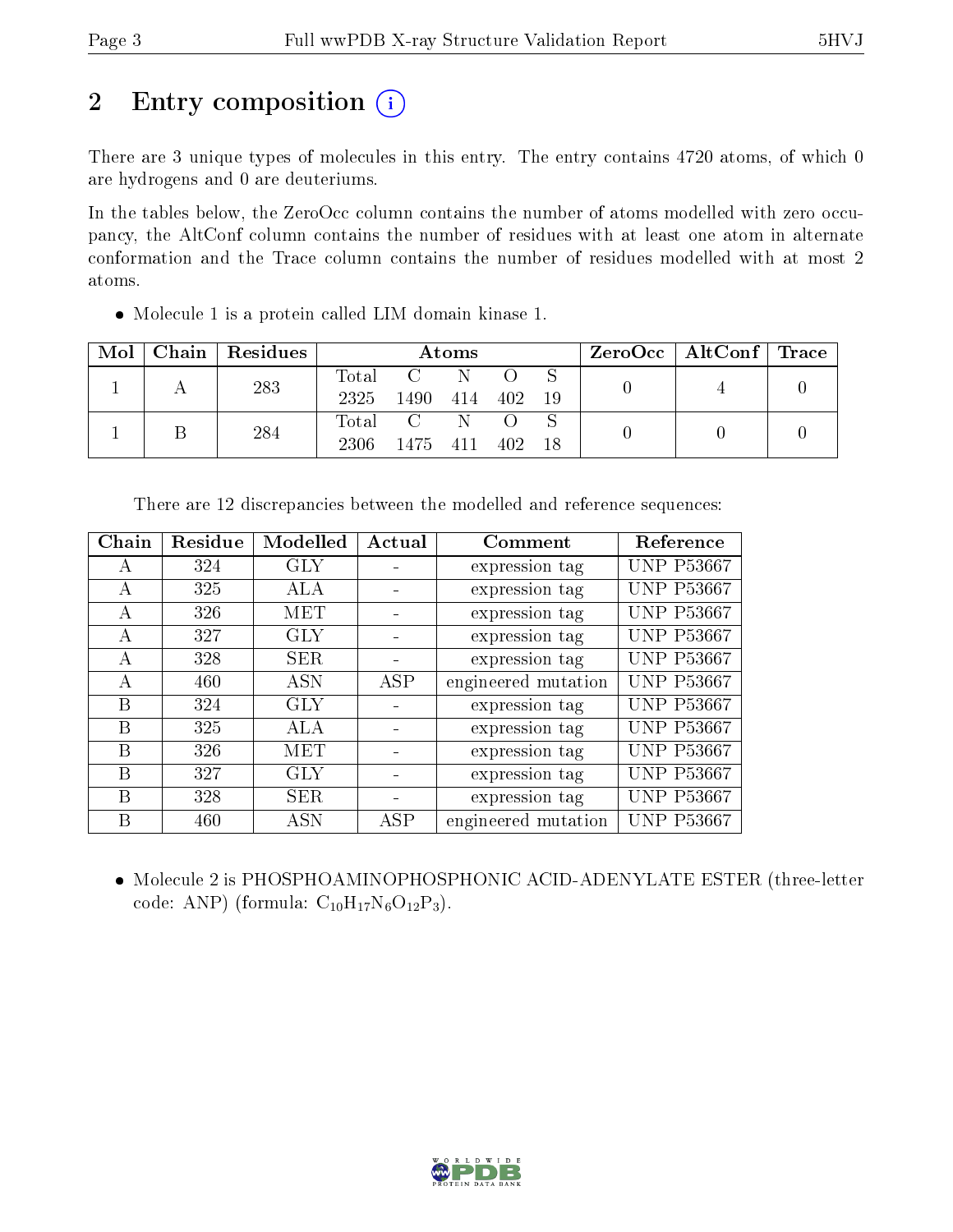# 2 Entry composition

There are 3 unique types of molecules in this entry. The entry contains 4720 atoms, of which 0 are hydrogens and 0 are deuteriums.

In the tables below, the ZeroOcc column contains the number of atoms modelled with zero occupancy, the AltConf column contains the number of residues with at least one atom in alternate conformation and the Trace column contains the number of residues modelled with at most 2 atoms.

- Molecule 1 is a protein called LIM domain kinase 1.

| Mol | Chain | Residues | Atoms | | | | | ZeroOcc | AltConf | Trace |
|---|---|---|---|---|---|---|---|---|---|---|
| 1 | A | 283 | Total<br>2325 | C<br>1490 | N<br>414 | O<br>402 | S<br>19 | 0 | 4 | 0 |
| 1 | B | 284 | Total<br>2306 | C<br>1475 | N<br>411 | O<br>402 | S<br>18 | 0 | 0 | 0 |

There are 12 discrepancies between the modelled and reference sequences:

| Chain | Residue | Modelled | Actual | Comment | Reference |
|---|---|---|---|---|---|
| A | 324 | GLY | - | expression tag | UNP P53667 |
| A | 325 | ALA | - | expression tag | UNP P53667 |
| A | 326 | MET | - | expression tag | UNP P53667 |
| A | 327 | GLY | - | expression tag | UNP P53667 |
| A | 328 | SER | - | expression tag | UNP P53667 |
| A | 460 | ASN | ASP | engineered mutation | UNP P53667 |
| B | 324 | GLY | - | expression tag | UNP P53667 |
| B | 325 | ALA | - | expression tag | UNP P53667 |
| B | 326 | MET | - | expression tag | UNP P53667 |
| B | 327 | GLY | - | expression tag | UNP P53667 |
| B | 328 | SER | - | expression tag | UNP P53667 |
| B | 460 | ASN | ASP | engineered mutation | UNP P53667 |

- Molecule 2 is PHOSPHOAMINOPHOSPHONIC ACID-ADENYLATE ESTER (three-letter code: ANP) (formula: $C_{10}H_{17}N_6O_{12}P_3$).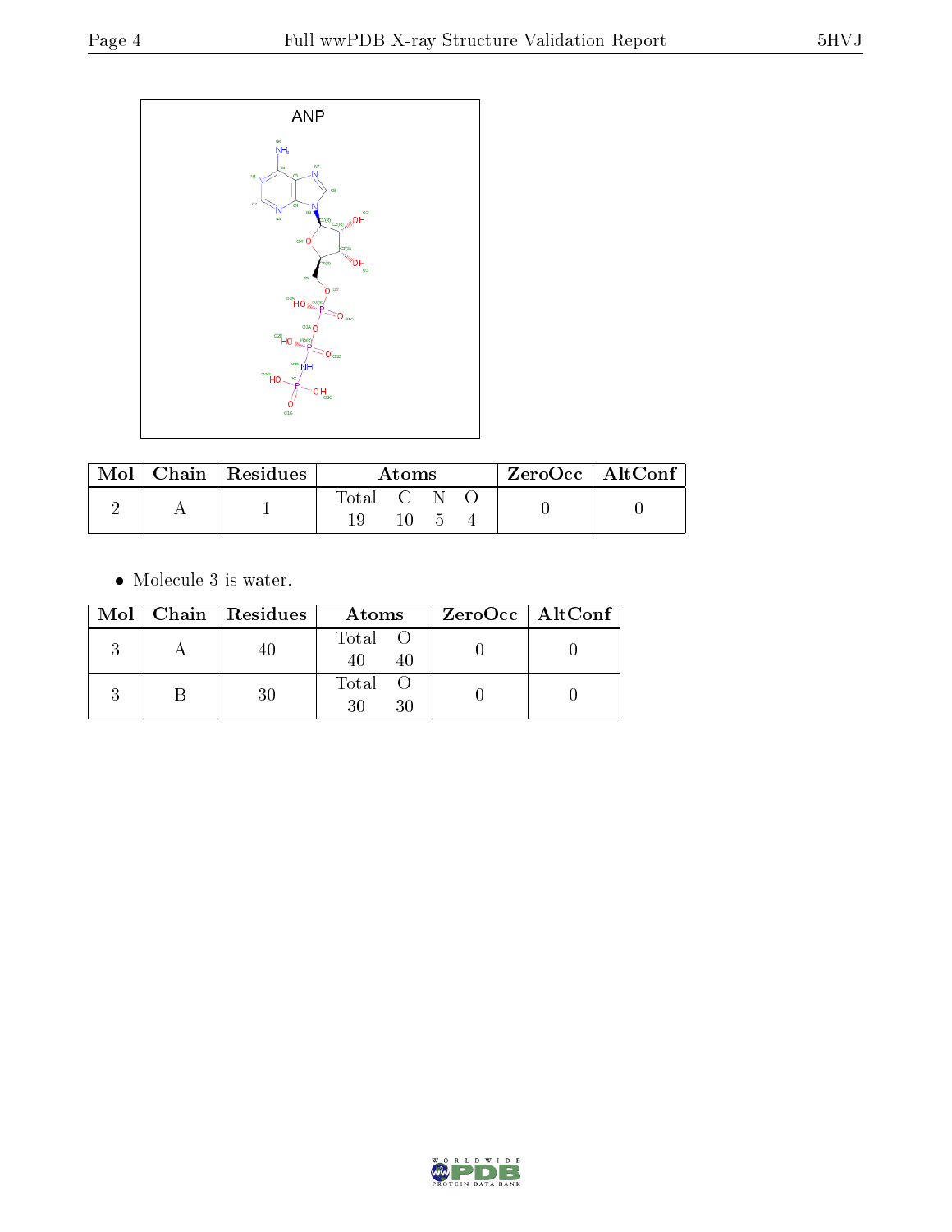ANP

| Mol | Chain | Residues | Atoms | | | | ZeroOcc | AltConf |
|---|---|---|---|---|---|---|---|---|
| | | | Total | C | N | O | | |
| 2 | A | 1 | 19 | 10 | 5 | 4 | 0 | 0 |

- Molecule 3 is water.

| Mol | Chain | Residues | Atoms | | ZeroOcc | AltConf |
|---|---|---|---|---|---|---|
| | | | Total | O | | |
| 3 | A | 40 | 40 | 40 | 0 | 0 |
| 3 | B | 30 | 30 | 30 | 0 | 0 |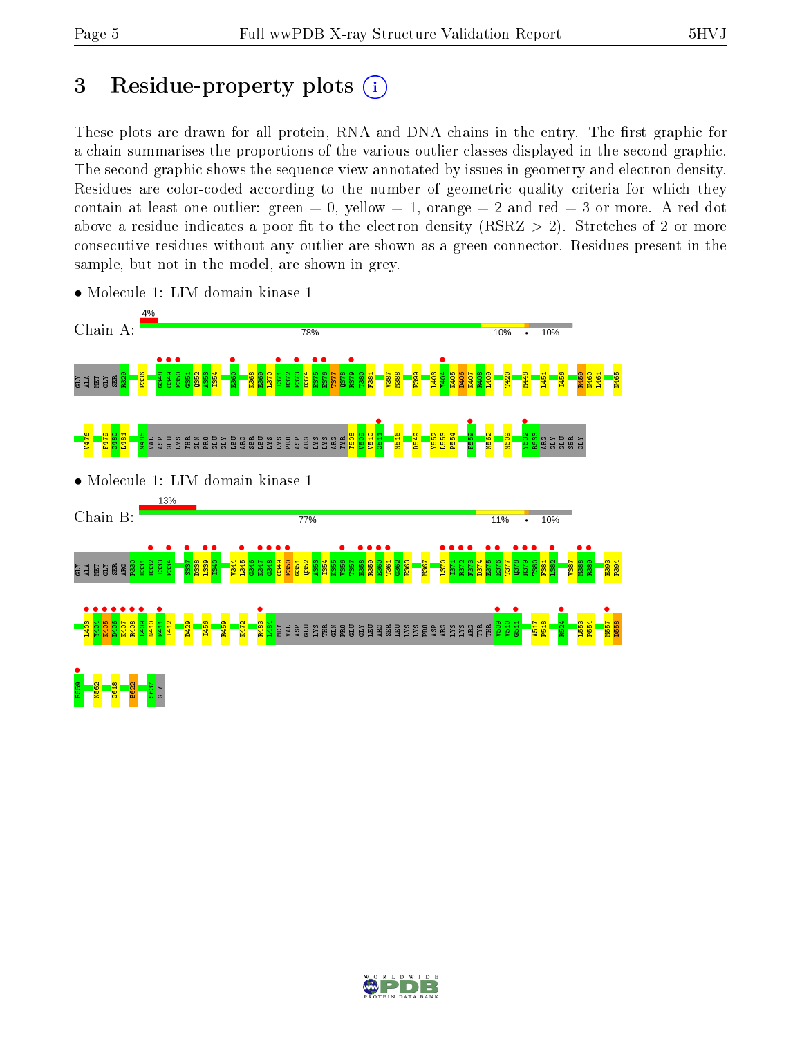# 3 Residue-property plots

These plots are drawn for all protein, RNA and DNA chains in the entry. The first graphic for a chain summarises the proportions of the various outlier classes displayed in the second graphic. The second graphic shows the sequence view annotated by issues in geometry and electron density. Residues are color-coded according to the number of geometric quality criteria for which they contain at least one outlier: green = 0, yellow = 1, orange = 2 and red = 3 or more. A red dot above a residue indicates a poor fit to the electron density (RSRZ > 2). Stretches of 2 or more consecutive residues without any outlier are shown as a green connector. Residues present in the sample, but not in the model, are shown in grey.

- Molecule 1: LIM domain kinase 1

Chain A: 4% | 78% | 10% | • | 10%

GLY ALA MET GLY SER R329 P336 G348 C349 F350 G351 Q352 A353 I354 E360 K368 E369 L370 T371 R372 F373 D374 E375 E376 T377 Q378 R379 T380 F381 V387 M388 F399 L403 Y404 K405 D406 K407 R408 L409 T420 M448 L451 I456 R459 N460 L461 N465 V476 F479 G480 L481 M485 VAL ASP GLU LYS THR GLN PRO GLU GLY LEU ARG SER LEU LYS LYS PRO ASP ARG LYS LYS ARG TYR T508 V509 V510 G511 M516 D549 V552 L553 P554 F559 N562 M609 V632 R633 ARG GLY GLU SER GLY

- Molecule 1: LIM domain kinase 1

Chain B: 13% | 77% | 11% | • | 10%

GLY ALA MET GLY SER ARG P330 H331 R332 I333 F334 S337 D338 L339 I340 V344 L346 G346 K347 G348 C349 F350 G351 Q352 A353 I354 K355 V356 T357 H358 R359 E360 T361 G362 E363 M367 L370 T371 R372 F373 D374 E375 E376 T377 Q378 R379 T380 F381 L382 V387 M388 R389 H393 P394 L403 Y404 K405 D406 K407 R408 L409 N410 F411 I412 D429 I456 R459 K472 R483 L484 MET VAL ASP GLU LYS THR GLN PRO GLU GLY LEU ARG SER LEU LYS LYS PRO ASP ARG LYS LYS ARG TYR THR V509 V510 G511 A517 P518 R524 L553 P554 M557 D558 F559 N562 G618 H622 S637 GLY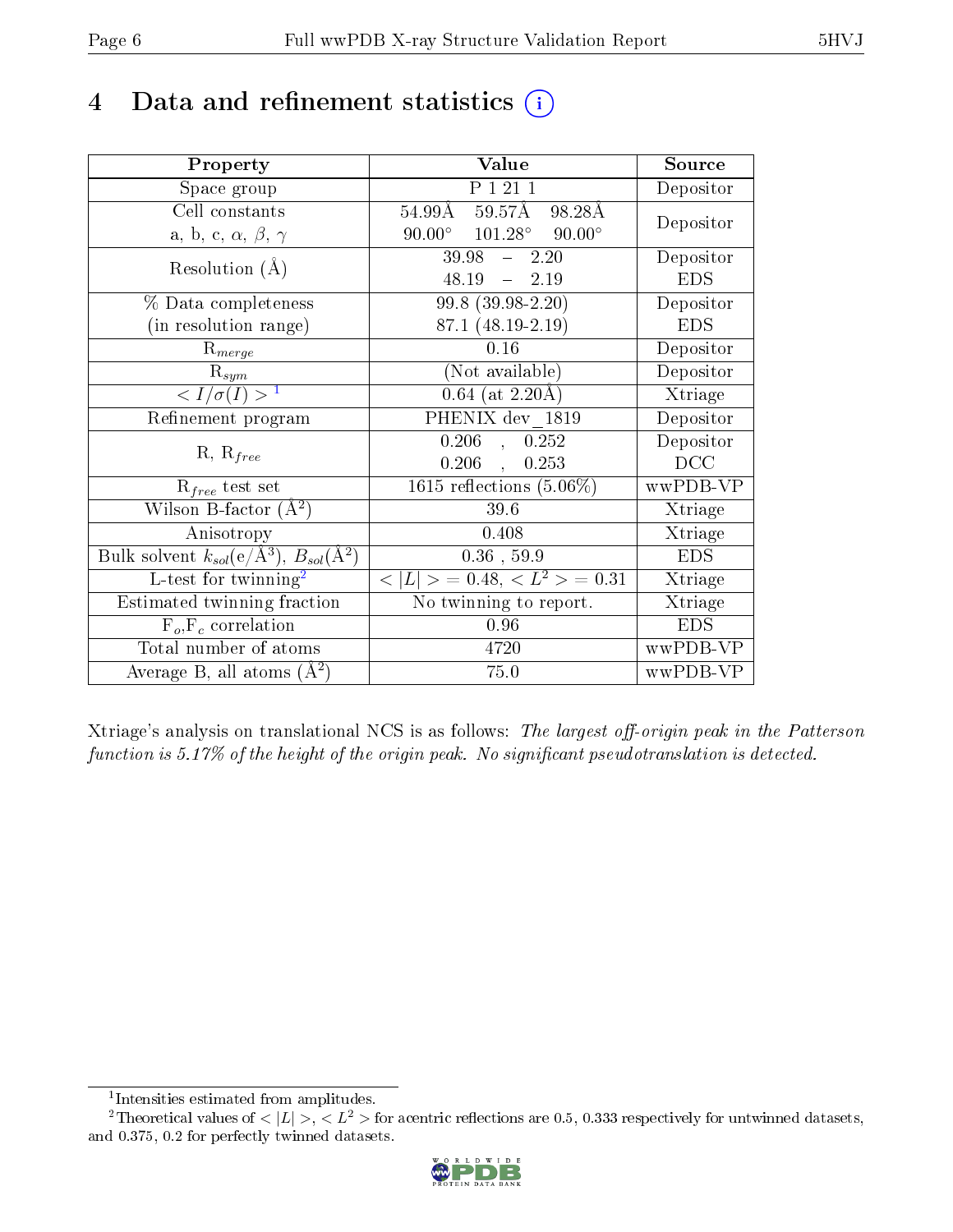# 4 Data and refinement statistics (i)

| Property | Value | Source |
|---|---|---|
| Space group | P 1 21 1 | Depositor |
| Cell constants<br>a, b, c, $\alpha$, $\beta$, $\gamma$ | 54.99Å 59.57Å 98.28Å<br>90.00° 101.28° 90.00° | Depositor |
| Resolution (Å) | 39.98 – 2.20<br>48.19 – 2.19 | Depositor<br>EDS |
| % Data completeness<br>(in resolution range) | 99.8 (39.98-2.20)<br>87.1 (48.19-2.19) | Depositor<br>EDS |
| $R_{merge}$ | 0.16 | Depositor |
| $R_{sym}$ | (Not available) | Depositor |
| $< I/\sigma(I) >$ [1] | 0.64 (at 2.20Å) | Xtriage |
| Refinement program | PHENIX dev_1819 | Depositor |
| R, $R_{free}$ | 0.206 , 0.252<br>0.206 , 0.253 | Depositor<br>DCC |
| $R_{free}$ test set | 1615 reflections (5.06%) | wwPDB-VP |
| Wilson B-factor (Å$^2$) | 39.6 | Xtriage |
| Anisotropy | 0.408 | Xtriage |
| Bulk solvent $k_{sol}$(e/Å$^3$), $B_{sol}$(Å$^2$) | 0.36 , 59.9 | EDS |
| L-test for twinning[2] | $< \|L\| > = 0.48$, $< L^2 > = 0.31$ | Xtriage |
| Estimated twinning fraction | No twinning to report. | Xtriage |
| $F_o$,$F_c$ correlation | 0.96 | EDS |
| Total number of atoms | 4720 | wwPDB-VP |
| Average B, all atoms (Å$^2$) | 75.0 | wwPDB-VP |

Xtriage's analysis on translational NCS is as follows: *The largest off-origin peak in the Patterson function is 5.17% of the height of the origin peak. No significant pseudotranslation is detected.*

[1] Intensities estimated from amplitudes.

[2] Theoretical values of $< |L| >$, $< L^2 >$ for acentric reflections are 0.5, 0.333 respectively for untwinned datasets, and 0.375, 0.2 for perfectly twinned datasets.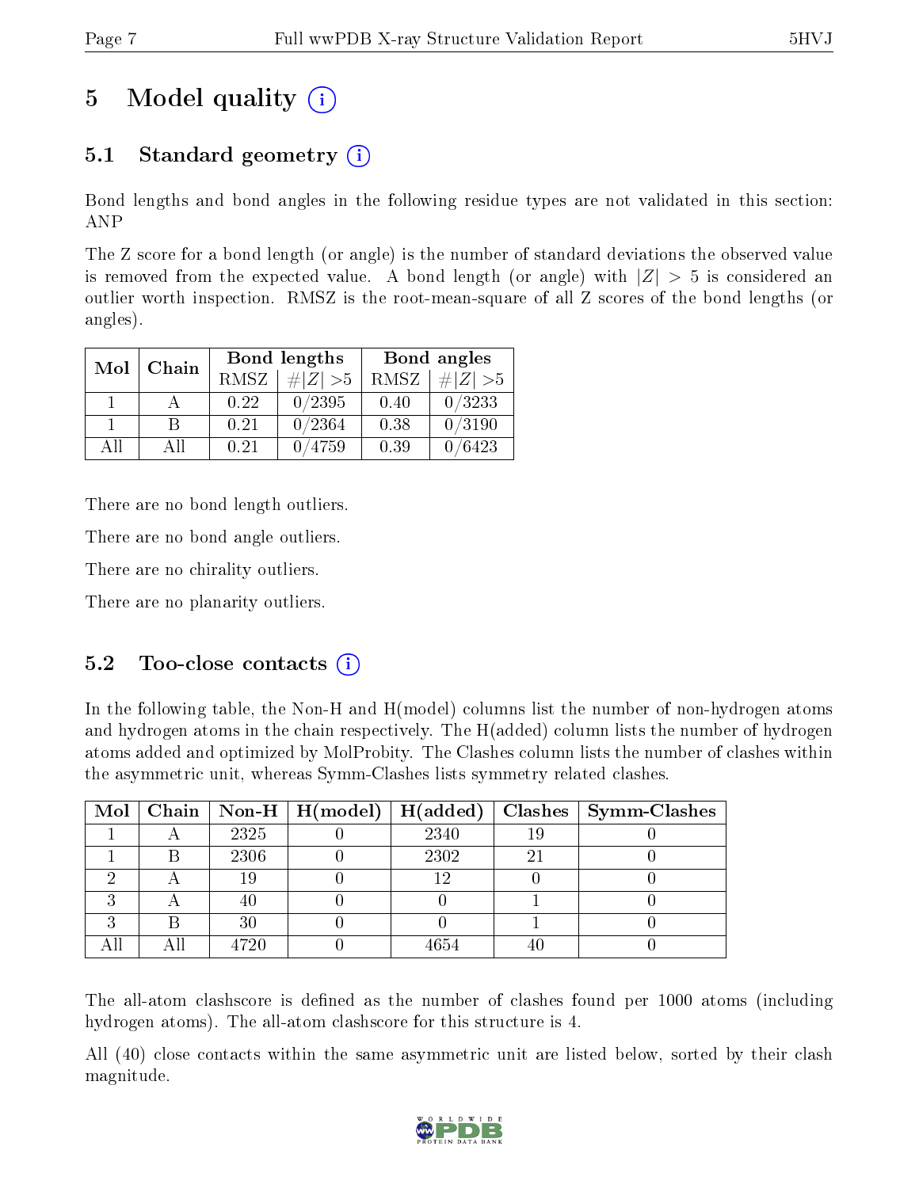# 5 Model quality

## 5.1 Standard geometry

Bond lengths and bond angles in the following residue types are not validated in this section: ANP

The Z score for a bond length (or angle) is the number of standard deviations the observed value is removed from the expected value. A bond length (or angle) with $|Z| > 5$ is considered an outlier worth inspection. RMSZ is the root-mean-square of all Z scores of the bond lengths (or angles).

| Mol | Chain | Bond lengths | | Bond angles | |
|---|---|---|---|---|---|
| | | RMSZ | #\|Z\| >5 | RMSZ | #\|Z\| >5 |
| 1 | A | 0.22 | 0/2395 | 0.40 | 0/3233 |
| 1 | B | 0.21 | 0/2364 | 0.38 | 0/3190 |
| All | All | 0.21 | 0/4759 | 0.39 | 0/6423 |

There are no bond length outliers.

There are no bond angle outliers.

There are no chirality outliers.

There are no planarity outliers.

## 5.2 Too-close contacts

In the following table, the Non-H and H(model) columns list the number of non-hydrogen atoms and hydrogen atoms in the chain respectively. The H(added) column lists the number of hydrogen atoms added and optimized by MolProbity. The Clashes column lists the number of clashes within the asymmetric unit, whereas Symm-Clashes lists symmetry related clashes.

| Mol | Chain | Non-H | H(model) | H(added) | Clashes | Symm-Clashes |
|---|---|---|---|---|---|---|
| 1 | A | 2325 | 0 | 2340 | 19 | 0 |
| 1 | B | 2306 | 0 | 2302 | 21 | 0 |
| 2 | A | 19 | 0 | 12 | 0 | 0 |
| 3 | A | 40 | 0 | 0 | 1 | 0 |
| 3 | B | 30 | 0 | 0 | 1 | 0 |
| All | All | 4720 | 0 | 4654 | 40 | 0 |

The all-atom clashscore is defined as the number of clashes found per 1000 atoms (including hydrogen atoms). The all-atom clashscore for this structure is 4.

All (40) close contacts within the same asymmetric unit are listed below, sorted by their clash magnitude.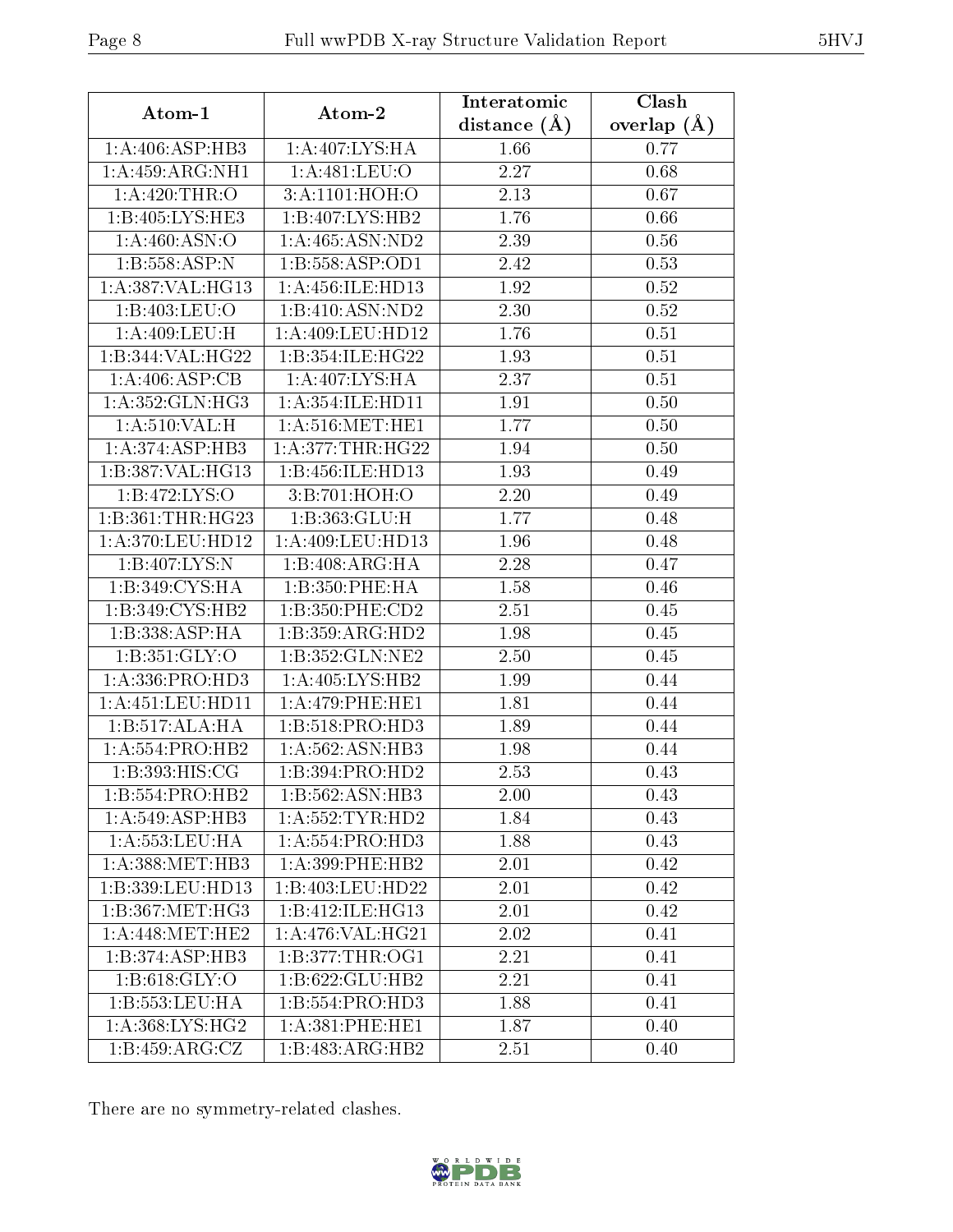| Atom-1 | Atom-2 | Interatomic distance (Å) | Clash overlap (Å) |
|---|---|---|---|
| 1:A:406:ASP:HB3 | 1:A:407:LYS:HA | 1.66 | 0.77 |
| 1:A:459:ARG:NH1 | 1:A:481:LEU:O | 2.27 | 0.68 |
| 1:A:420:THR:O | 3:A:1101:HOH:O | 2.13 | 0.67 |
| 1:B:405:LYS:HE3 | 1:B:407:LYS:HB2 | 1.76 | 0.66 |
| 1:A:460:ASN:O | 1:A:465:ASN:ND2 | 2.39 | 0.56 |
| 1:B:558:ASP:N | 1:B:558:ASP:OD1 | 2.42 | 0.53 |
| 1:A:387:VAL:HG13 | 1:A:456:ILE:HD13 | 1.92 | 0.52 |
| 1:B:403:LEU:O | 1:B:410:ASN:ND2 | 2.30 | 0.52 |
| 1:A:409:LEU:H | 1:A:409:LEU:HD12 | 1.76 | 0.51 |
| 1:B:344:VAL:HG22 | 1:B:354:ILE:HG22 | 1.93 | 0.51 |
| 1:A:406:ASP:CB | 1:A:407:LYS:HA | 2.37 | 0.51 |
| 1:A:352:GLN:HG3 | 1:A:354:ILE:HD11 | 1.91 | 0.50 |
| 1:A:510:VAL:H | 1:A:516:MET:HE1 | 1.77 | 0.50 |
| 1:A:374:ASP:HB3 | 1:A:377:THR:HG22 | 1.94 | 0.50 |
| 1:B:387:VAL:HG13 | 1:B:456:ILE:HD13 | 1.93 | 0.49 |
| 1:B:472:LYS:O | 3:B:701:HOH:O | 2.20 | 0.49 |
| 1:B:361:THR:HG23 | 1:B:363:GLU:H | 1.77 | 0.48 |
| 1:A:370:LEU:HD12 | 1:A:409:LEU:HD13 | 1.96 | 0.48 |
| 1:B:407:LYS:N | 1:B:408:ARG:HA | 2.28 | 0.47 |
| 1:B:349:CYS:HA | 1:B:350:PHE:HA | 1.58 | 0.46 |
| 1:B:349:CYS:HB2 | 1:B:350:PHE:CD2 | 2.51 | 0.45 |
| 1:B:338:ASP:HA | 1:B:359:ARG:HD2 | 1.98 | 0.45 |
| 1:B:351:GLY:O | 1:B:352:GLN:NE2 | 2.50 | 0.45 |
| 1:A:336:PRO:HD3 | 1:A:405:LYS:HB2 | 1.99 | 0.44 |
| 1:A:451:LEU:HD11 | 1:A:479:PHE:HE1 | 1.81 | 0.44 |
| 1:B:517:ALA:HA | 1:B:518:PRO:HD3 | 1.89 | 0.44 |
| 1:A:554:PRO:HB2 | 1:A:562:ASN:HB3 | 1.98 | 0.44 |
| 1:B:393:HIS:CG | 1:B:394:PRO:HD2 | 2.53 | 0.43 |
| 1:B:554:PRO:HB2 | 1:B:562:ASN:HB3 | 2.00 | 0.43 |
| 1:A:549:ASP:HB3 | 1:A:552:TYR:HD2 | 1.84 | 0.43 |
| 1:A:553:LEU:HA | 1:A:554:PRO:HD3 | 1.88 | 0.43 |
| 1:A:388:MET:HB3 | 1:A:399:PHE:HB2 | 2.01 | 0.42 |
| 1:B:339:LEU:HD13 | 1:B:403:LEU:HD22 | 2.01 | 0.42 |
| 1:B:367:MET:HG3 | 1:B:412:ILE:HG13 | 2.01 | 0.42 |
| 1:A:448:MET:HE2 | 1:A:476:VAL:HG21 | 2.02 | 0.41 |
| 1:B:374:ASP:HB3 | 1:B:377:THR:OG1 | 2.21 | 0.41 |
| 1:B:618:GLY:O | 1:B:622:GLU:HB2 | 2.21 | 0.41 |
| 1:B:553:LEU:HA | 1:B:554:PRO:HD3 | 1.88 | 0.41 |
| 1:A:368:LYS:HG2 | 1:A:381:PHE:HE1 | 1.87 | 0.40 |
| 1:B:459:ARG:CZ | 1:B:483:ARG:HB2 | 2.51 | 0.40 |

There are no symmetry-related clashes.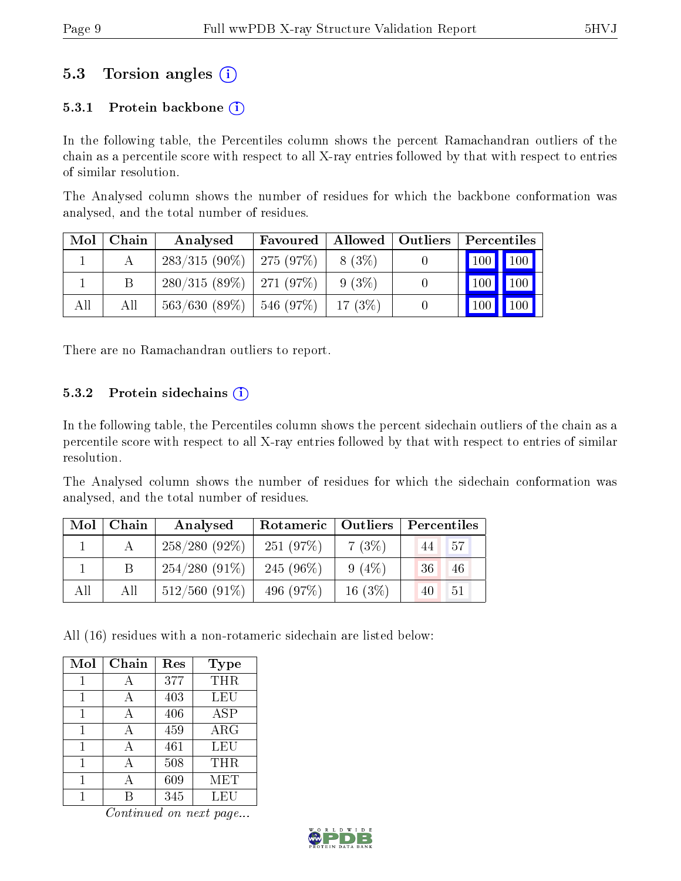## 5.3 Torsion angles (i)

### 5.3.1 Protein backbone (i)

In the following table, the Percentiles column shows the percent Ramachandran outliers of the chain as a percentile score with respect to all X-ray entries followed by that with respect to entries of similar resolution.

The Analysed column shows the number of residues for which the backbone conformation was analysed, and the total number of residues.

| Mol | Chain | Analysed | Favoured | Allowed | Outliers | Percentiles | |
|---|---|---|---|---|---|---|---|
| 1 | A | 283/315 (90%) | 275 (97%) | 8 (3%) | 0 | 100 | 100 |
| 1 | B | 280/315 (89%) | 271 (97%) | 9 (3%) | 0 | 100 | 100 |
| All | All | 563/630 (89%) | 546 (97%) | 17 (3%) | 0 | 100 | 100 |

There are no Ramachandran outliers to report.

### 5.3.2 Protein sidechains (i)

In the following table, the Percentiles column shows the percent sidechain outliers of the chain as a percentile score with respect to all X-ray entries followed by that with respect to entries of similar resolution.

The Analysed column shows the number of residues for which the sidechain conformation was analysed, and the total number of residues.

| Mol | Chain | Analysed | Rotameric | Outliers | Percentiles | |
|---|---|---|---|---|---|---|
| 1 | A | 258/280 (92%) | 251 (97%) | 7 (3%) | 44 | 57 |
| 1 | B | 254/280 (91%) | 245 (96%) | 9 (4%) | 36 | 46 |
| All | All | 512/560 (91%) | 496 (97%) | 16 (3%) | 40 | 51 |

All (16) residues with a non-rotameric sidechain are listed below:

| Mol | Chain | Res | Type |
|---|---|---|---|
| 1 | A | 377 | THR |
| 1 | A | 403 | LEU |
| 1 | A | 406 | ASP |
| 1 | A | 459 | ARG |
| 1 | A | 461 | LEU |
| 1 | A | 508 | THR |
| 1 | A | 609 | MET |
| 1 | B | 345 | LEU |

*Continued on next page...*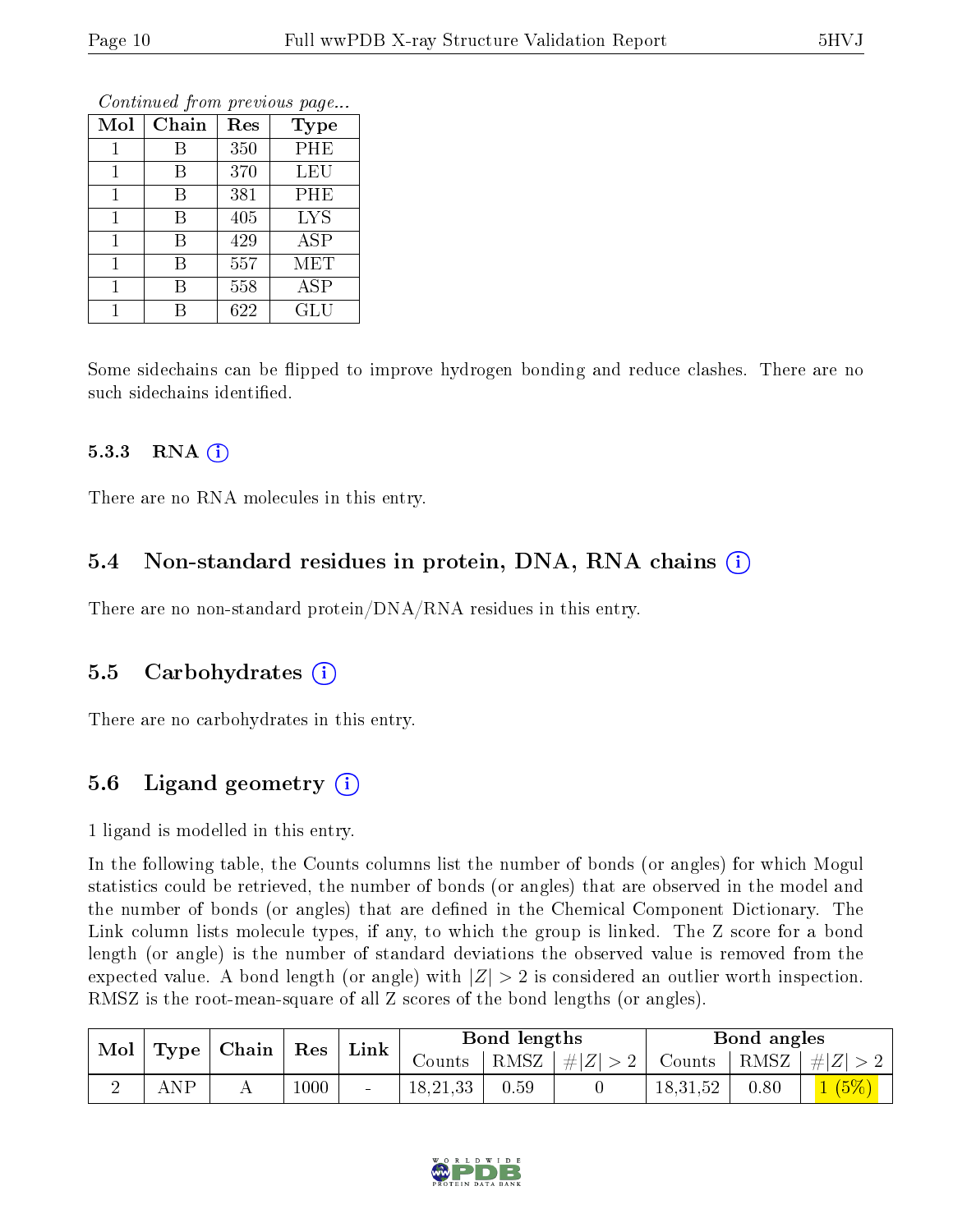*Continued from previous page...*

| Mol | Chain | Res | Type |
|---|---|---|---|
| 1 | B | 350 | PHE |
| 1 | B | 370 | LEU |
| 1 | B | 381 | PHE |
| 1 | B | 405 | LYS |
| 1 | B | 429 | ASP |
| 1 | B | 557 | MET |
| 1 | B | 558 | ASP |
| 1 | B | 622 | GLU |

Some sidechains can be flipped to improve hydrogen bonding and reduce clashes. There are no such sidechains identified.

#### 5.3.3 RNA (i)

There are no RNA molecules in this entry.

### 5.4 Non-standard residues in protein, DNA, RNA chains (i)

There are no non-standard protein/DNA/RNA residues in this entry.

### 5.5 Carbohydrates (i)

There are no carbohydrates in this entry.

### 5.6 Ligand geometry (i)

1 ligand is modelled in this entry.

In the following table, the Counts columns list the number of bonds (or angles) for which Mogul statistics could be retrieved, the number of bonds (or angles) that are observed in the model and the number of bonds (or angles) that are defined in the Chemical Component Dictionary. The Link column lists molecule types, if any, to which the group is linked. The Z score for a bond length (or angle) is the number of standard deviations the observed value is removed from the expected value. A bond length (or angle) with $|Z| > 2$ is considered an outlier worth inspection. RMSZ is the root-mean-square of all Z scores of the bond lengths (or angles).

| Mol | Type | Chain | Res | Link | Bond lengths | | | Bond angles | | |
|---|---|---|---|---|---|---|---|---|---|---|
| | | | | | Counts | RMSZ | $\#\|Z\| > 2$ | Counts | RMSZ | $\#\|Z\| > 2$ |
| 2 | ANP | A | 1000 | - | 18,21,33 | 0.59 | 0 | 18,31,52 | 0.80 | 1 (5%) |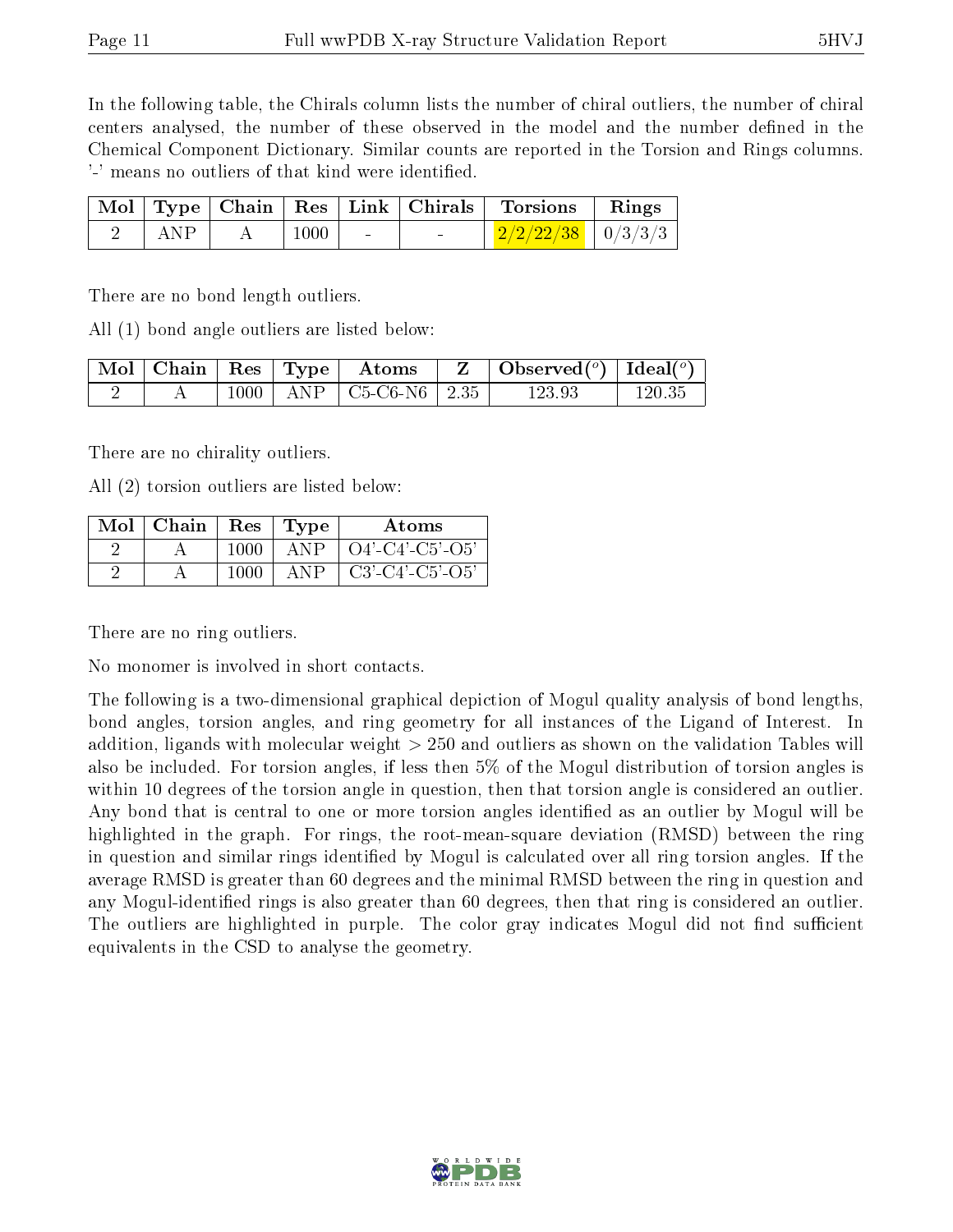In the following table, the Chirals column lists the number of chiral outliers, the number of chiral centers analysed, the number of these observed in the model and the number defined in the Chemical Component Dictionary. Similar counts are reported in the Torsion and Rings columns. '-' means no outliers of that kind were identified.

| Mol | Type | Chain | Res | Link | Chirals | Torsions | Rings |
|---|---|---|---|---|---|---|---|
| 2 | ANP | A | 1000 | - | - | 2/2/22/38 | 0/3/3/3 |

There are no bond length outliers.

All (1) bond angle outliers are listed below:

| Mol | Chain | Res | Type | Atoms | Z | Observed(°) | Ideal(°) |
|---|---|---|---|---|---|---|---|
| 2 | A | 1000 | ANP | C5-C6-N6 | 2.35 | 123.93 | 120.35 |

There are no chirality outliers.

All (2) torsion outliers are listed below:

| Mol | Chain | Res | Type | Atoms |
|---|---|---|---|---|
| 2 | A | 1000 | ANP | O4'-C4'-C5'-O5' |
| 2 | A | 1000 | ANP | C3'-C4'-C5'-O5' |

There are no ring outliers.

No monomer is involved in short contacts.

The following is a two-dimensional graphical depiction of Mogul quality analysis of bond lengths, bond angles, torsion angles, and ring geometry for all instances of the Ligand of Interest. In addition, ligands with molecular weight > 250 and outliers as shown on the validation Tables will also be included. For torsion angles, if less then 5% of the Mogul distribution of torsion angles is within 10 degrees of the torsion angle in question, then that torsion angle is considered an outlier. Any bond that is central to one or more torsion angles identified as an outlier by Mogul will be highlighted in the graph. For rings, the root-mean-square deviation (RMSD) between the ring in question and similar rings identified by Mogul is calculated over all ring torsion angles. If the average RMSD is greater than 60 degrees and the minimal RMSD between the ring in question and any Mogul-identified rings is also greater than 60 degrees, then that ring is considered an outlier. The outliers are highlighted in purple. The color gray indicates Mogul did not find sufficient equivalents in the CSD to analyse the geometry.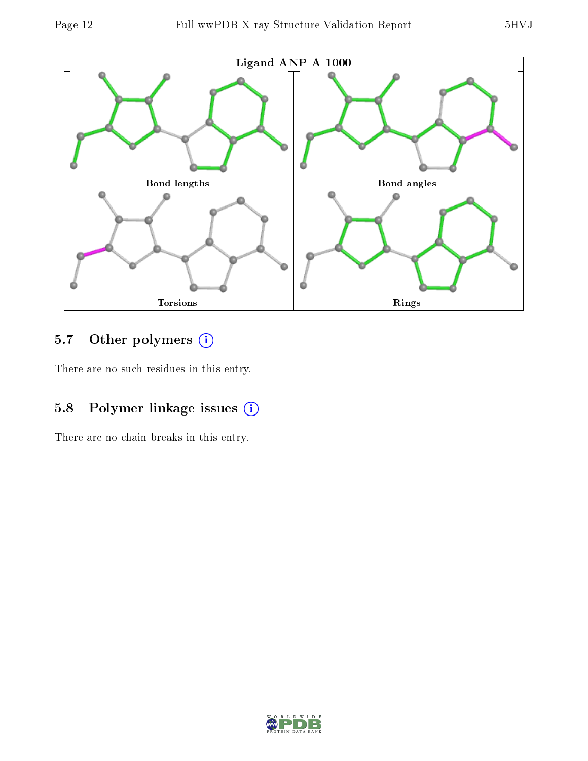Ligand ANP A 1000

Bond lengths

Bond angles

Torsions

Rings

## 5.7 Other polymers (i)

There are no such residues in this entry.

## 5.8 Polymer linkage issues (i)

There are no chain breaks in this entry.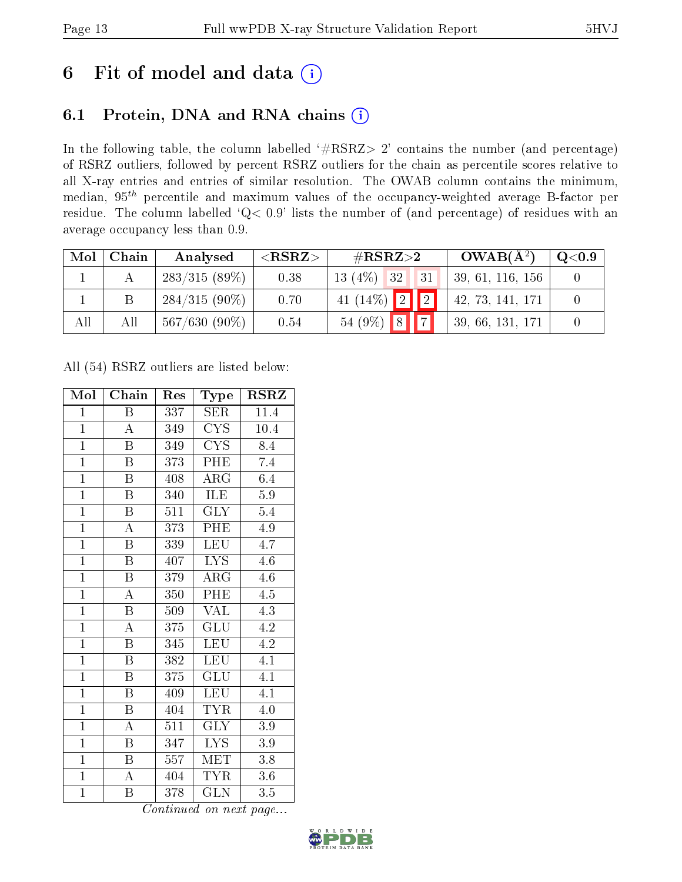# 6 Fit of model and data

## 6.1 Protein, DNA and RNA chains

In the following table, the column labelled '#RSRZ> 2' contains the number (and percentage) of RSRZ outliers, followed by percent RSRZ outliers for the chain as percentile scores relative to all X-ray entries and entries of similar resolution. The OWAB column contains the minimum, median, $95^{th}$ percentile and maximum values of the occupancy-weighted average B-factor per residue. The column labelled 'Q< 0.9' lists the number of (and percentage) of residues with an average occupancy less than 0.9.

| Mol | Chain | Analysed | <RSRZ> | #RSRZ>2 | | | OWAB(Å$^2$) | Q<0.9 |
|---|---|---|---|---|---|---|---|---|
| 1 | A | 283/315 (89%) | 0.38 | 13 (4%) | 32 | 31 | 39, 61, 116, 156 | 0 |
| 1 | B | 284/315 (90%) | 0.70 | 41 (14%) | 2 | 2 | 42, 73, 141, 171 | 0 |
| All | All | 567/630 (90%) | 0.54 | 54 (9%) | 8 | 7 | 39, 66, 131, 171 | 0 |

All (54) RSRZ outliers are listed below:

| Mol | Chain | Res | Type | RSRZ |
|---|---|---|---|---|
| 1 | B | 337 | SER | 11.4 |
| 1 | A | 349 | CYS | 10.4 |
| 1 | B | 349 | CYS | 8.4 |
| 1 | B | 373 | PHE | 7.4 |
| 1 | B | 408 | ARG | 6.4 |
| 1 | B | 340 | ILE | 5.9 |
| 1 | B | 511 | GLY | 5.4 |
| 1 | A | 373 | PHE | 4.9 |
| 1 | B | 339 | LEU | 4.7 |
| 1 | B | 407 | LYS | 4.6 |
| 1 | B | 379 | ARG | 4.6 |
| 1 | A | 350 | PHE | 4.5 |
| 1 | B | 509 | VAL | 4.3 |
| 1 | A | 375 | GLU | 4.2 |
| 1 | B | 345 | LEU | 4.2 |
| 1 | B | 382 | LEU | 4.1 |
| 1 | B | 375 | GLU | 4.1 |
| 1 | B | 409 | LEU | 4.1 |
| 1 | B | 404 | TYR | 4.0 |
| 1 | A | 511 | GLY | 3.9 |
| 1 | B | 347 | LYS | 3.9 |
| 1 | B | 557 | MET | 3.8 |
| 1 | A | 404 | TYR | 3.6 |
| 1 | B | 378 | GLN | 3.5 |

*Continued on next page...*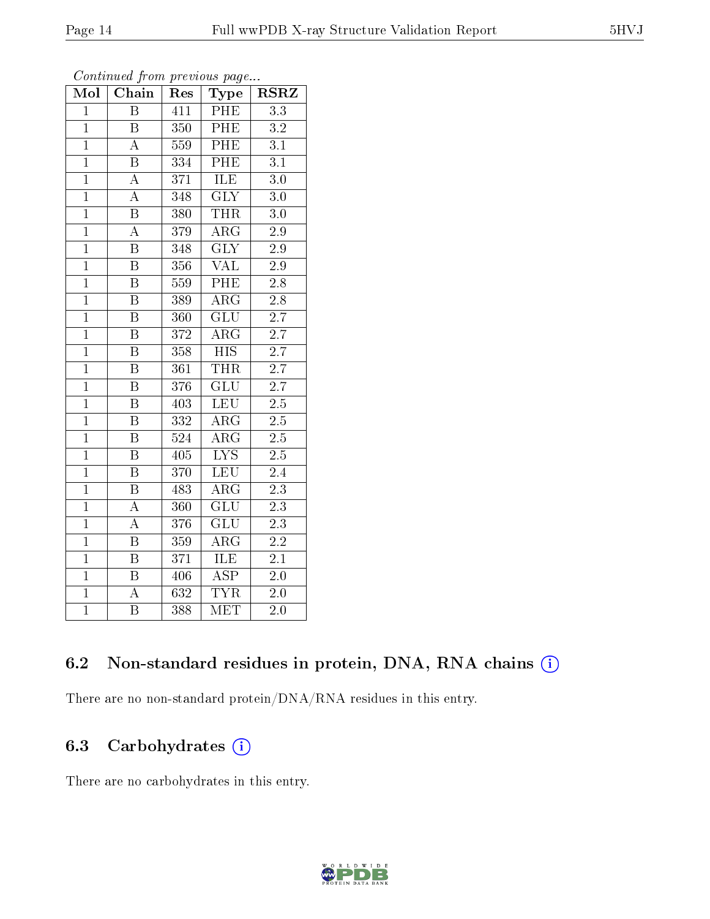*Continued from previous page...*

| Mol | Chain | Res | Type | RSRZ |
|---|---|---|---|---|
| 1 | B | 411 | PHE | 3.3 |
| 1 | B | 350 | PHE | 3.2 |
| 1 | A | 559 | PHE | 3.1 |
| 1 | B | 334 | PHE | 3.1 |
| 1 | A | 371 | ILE | 3.0 |
| 1 | A | 348 | GLY | 3.0 |
| 1 | B | 380 | THR | 3.0 |
| 1 | A | 379 | ARG | 2.9 |
| 1 | B | 348 | GLY | 2.9 |
| 1 | B | 356 | VAL | 2.9 |
| 1 | B | 559 | PHE | 2.8 |
| 1 | B | 389 | ARG | 2.8 |
| 1 | B | 360 | GLU | 2.7 |
| 1 | B | 372 | ARG | 2.7 |
| 1 | B | 358 | HIS | 2.7 |
| 1 | B | 361 | THR | 2.7 |
| 1 | B | 376 | GLU | 2.7 |
| 1 | B | 403 | LEU | 2.5 |
| 1 | B | 332 | ARG | 2.5 |
| 1 | B | 524 | ARG | 2.5 |
| 1 | B | 405 | LYS | 2.5 |
| 1 | B | 370 | LEU | 2.4 |
| 1 | B | 483 | ARG | 2.3 |
| 1 | A | 360 | GLU | 2.3 |
| 1 | A | 376 | GLU | 2.3 |
| 1 | B | 359 | ARG | 2.2 |
| 1 | B | 371 | ILE | 2.1 |
| 1 | B | 406 | ASP | 2.0 |
| 1 | A | 632 | TYR | 2.0 |
| 1 | B | 388 | MET | 2.0 |

### 6.2 Non-standard residues in protein, DNA, RNA chains

There are no non-standard protein/DNA/RNA residues in this entry.

### 6.3 Carbohydrates

There are no carbohydrates in this entry.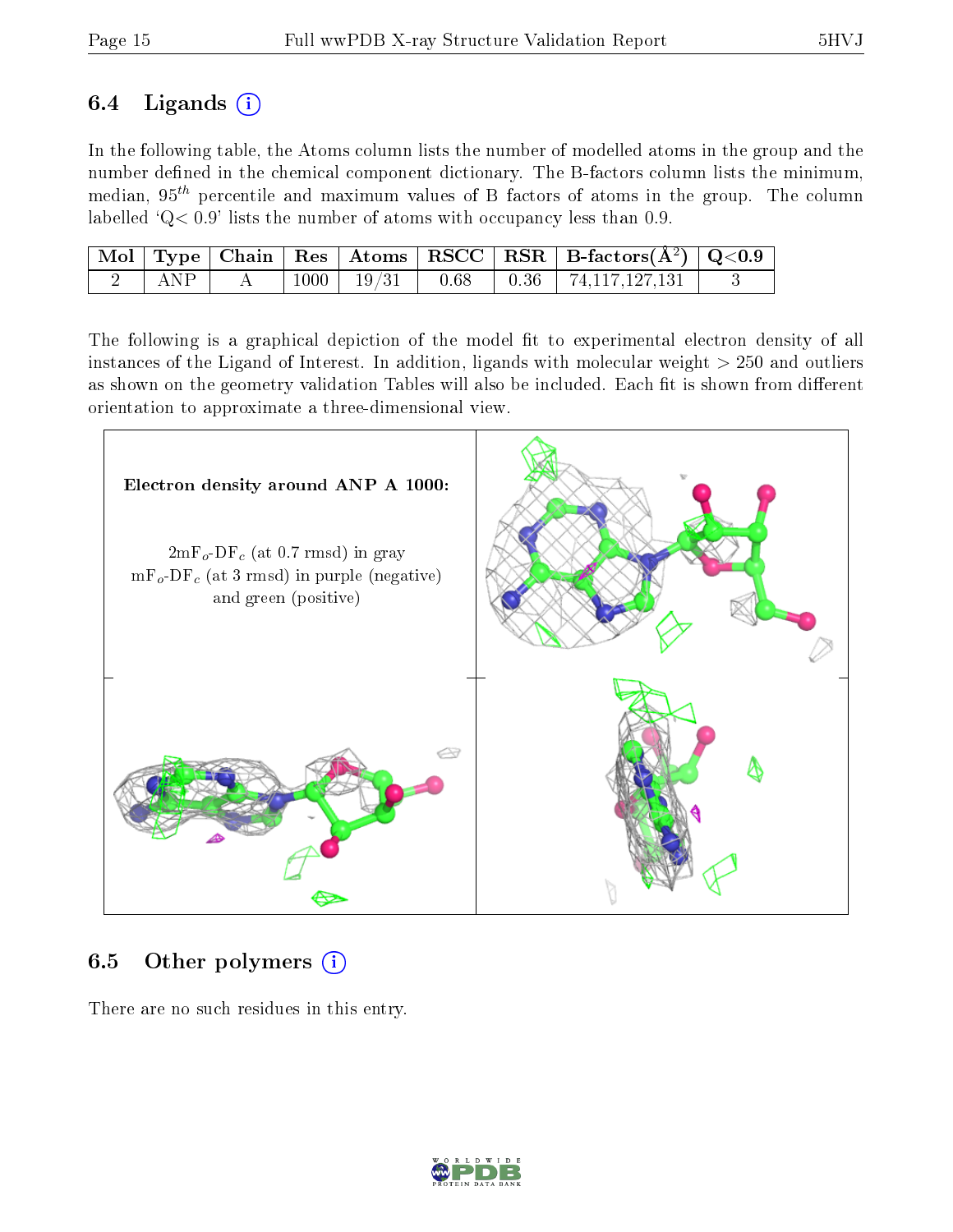### 6.4 Ligands

In the following table, the Atoms column lists the number of modelled atoms in the group and the number defined in the chemical component dictionary. The B-factors column lists the minimum, median, $95^{th}$ percentile and maximum values of B factors of atoms in the group. The column labelled 'Q< 0.9' lists the number of atoms with occupancy less than 0.9.

| Mol | Type | Chain | Res | Atoms | RSCC | RSR | B-factors($Å^2$) | Q<0.9 |
|---|---|---|---|---|---|---|---|---|
| 2 | ANP | A | 1000 | 19/31 | 0.68 | 0.36 | 74,117,127,131 | 3 |

The following is a graphical depiction of the model fit to experimental electron density of all instances of the Ligand of Interest. In addition, ligands with molecular weight > 250 and outliers as shown on the geometry validation Tables will also be included. Each fit is shown from different orientation to approximate a three-dimensional view.

Electron density around ANP A 1000:

$2mF_o$-$DF_c$ (at 0.7 rmsd) in gray
$mF_o$-$DF_c$ (at 3 rmsd) in purple (negative) and green (positive)

### 6.5 Other polymers

There are no such residues in this entry.